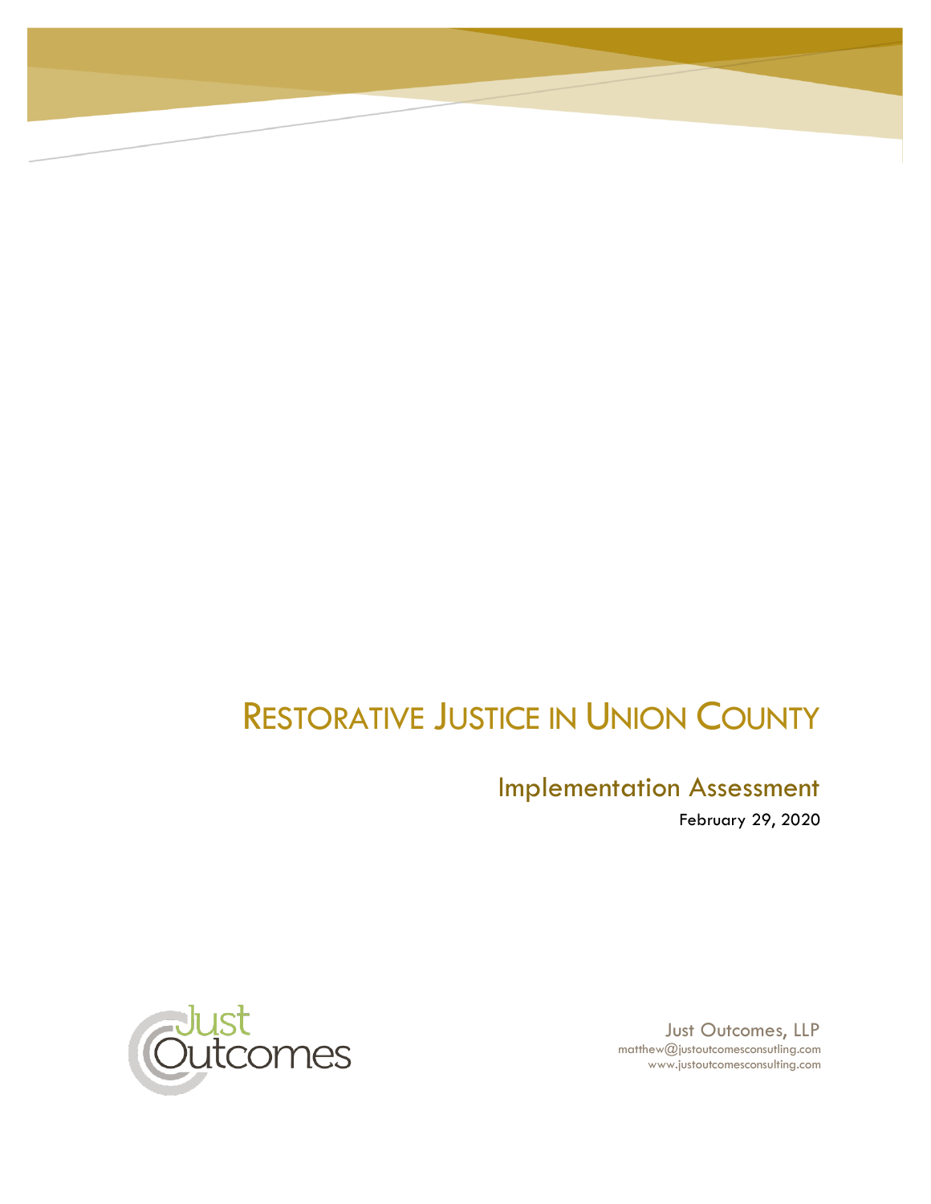# Restorative Justice in Union County

## Implementation Assessment

February 29, 2020

Just Outcomes

Just Outcomes, LLP
matthew@justoutcomesconsutling.com
www.justoutcomesconsulting.com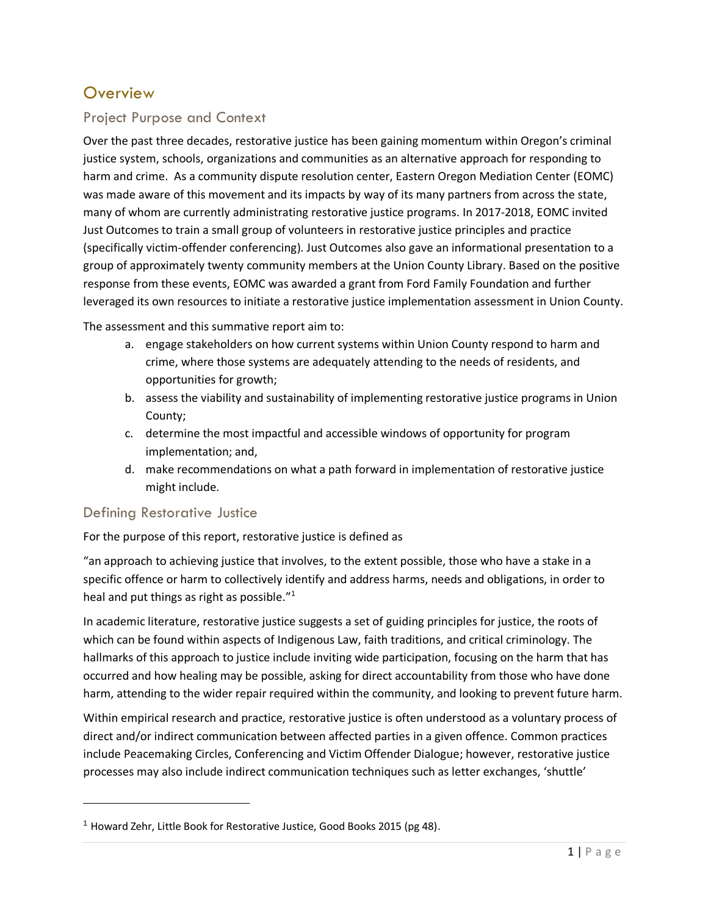# Overview

## Project Purpose and Context

Over the past three decades, restorative justice has been gaining momentum within Oregon's criminal justice system, schools, organizations and communities as an alternative approach for responding to harm and crime. As a community dispute resolution center, Eastern Oregon Mediation Center (EOMC) was made aware of this movement and its impacts by way of its many partners from across the state, many of whom are currently administrating restorative justice programs. In 2017-2018, EOMC invited Just Outcomes to train a small group of volunteers in restorative justice principles and practice (specifically victim-offender conferencing). Just Outcomes also gave an informational presentation to a group of approximately twenty community members at the Union County Library. Based on the positive response from these events, EOMC was awarded a grant from Ford Family Foundation and further leveraged its own resources to initiate a restorative justice implementation assessment in Union County.

The assessment and this summative report aim to:

a. engage stakeholders on how current systems within Union County respond to harm and crime, where those systems are adequately attending to the needs of residents, and opportunities for growth;
b. assess the viability and sustainability of implementing restorative justice programs in Union County;
c. determine the most impactful and accessible windows of opportunity for program implementation; and,
d. make recommendations on what a path forward in implementation of restorative justice might include.

## Defining Restorative Justice

For the purpose of this report, restorative justice is defined as

"an approach to achieving justice that involves, to the extent possible, those who have a stake in a specific offence or harm to collectively identify and address harms, needs and obligations, in order to heal and put things as right as possible."[1]

In academic literature, restorative justice suggests a set of guiding principles for justice, the roots of which can be found within aspects of Indigenous Law, faith traditions, and critical criminology. The hallmarks of this approach to justice include inviting wide participation, focusing on the harm that has occurred and how healing may be possible, asking for direct accountability from those who have done harm, attending to the wider repair required within the community, and looking to prevent future harm.

Within empirical research and practice, restorative justice is often understood as a voluntary process of direct and/or indirect communication between affected parties in a given offence. Common practices include Peacemaking Circles, Conferencing and Victim Offender Dialogue; however, restorative justice processes may also include indirect communication techniques such as letter exchanges, 'shuttle'

---

[1] Howard Zehr, Little Book for Restorative Justice, Good Books 2015 (pg 48).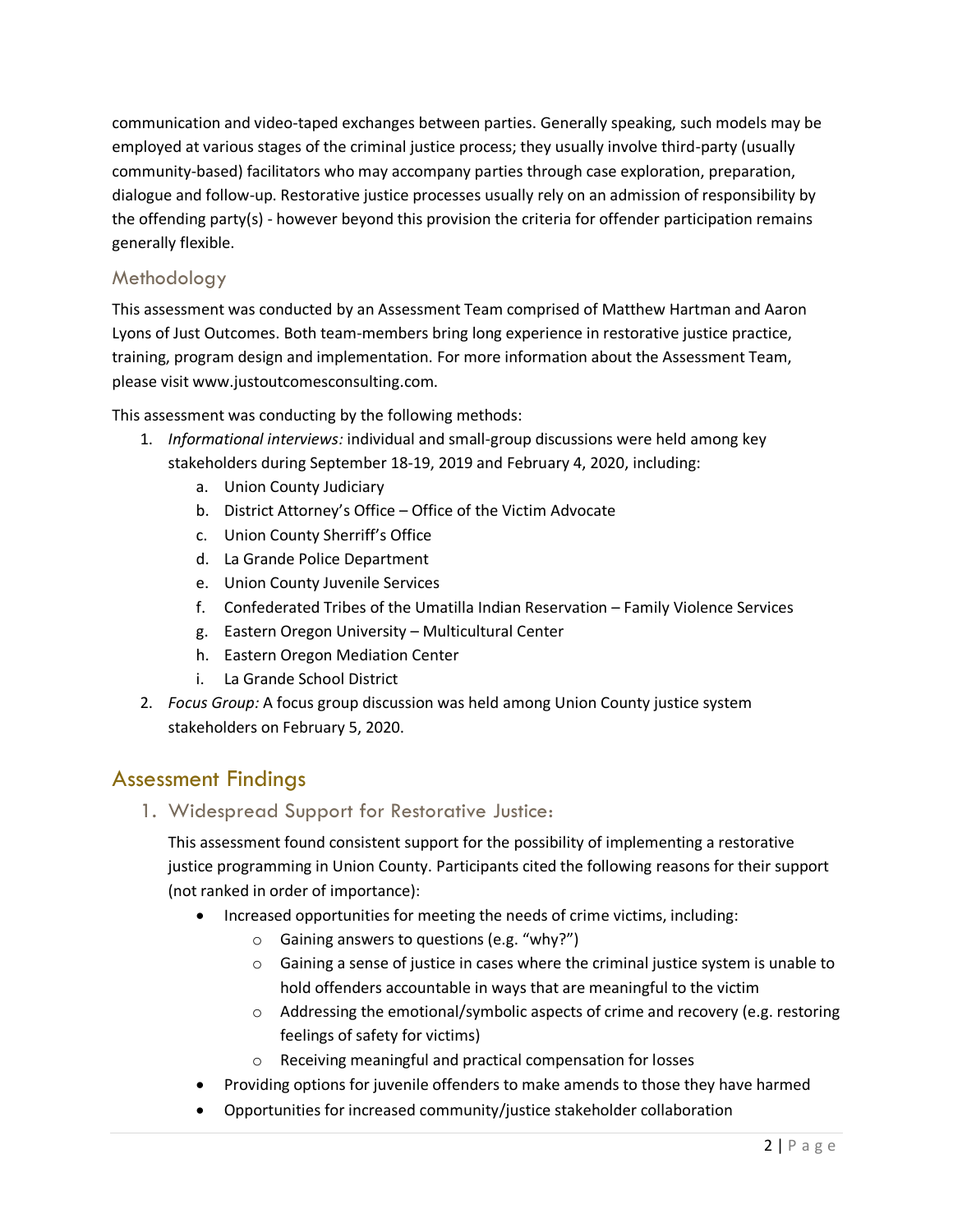communication and video-taped exchanges between parties. Generally speaking, such models may be employed at various stages of the criminal justice process; they usually involve third-party (usually community-based) facilitators who may accompany parties through case exploration, preparation, dialogue and follow-up. Restorative justice processes usually rely on an admission of responsibility by the offending party(s) - however beyond this provision the criteria for offender participation remains generally flexible.

### Methodology

This assessment was conducted by an Assessment Team comprised of Matthew Hartman and Aaron Lyons of Just Outcomes. Both team-members bring long experience in restorative justice practice, training, program design and implementation. For more information about the Assessment Team, please visit www.justoutcomesconsulting.com.

This assessment was conducting by the following methods:

1. *Informational interviews:* individual and small-group discussions were held among key stakeholders during September 18-19, 2019 and February 4, 2020, including:
    a. Union County Judiciary
    b. District Attorney's Office – Office of the Victim Advocate
    c. Union County Sherriff's Office
    d. La Grande Police Department
    e. Union County Juvenile Services
    f. Confederated Tribes of the Umatilla Indian Reservation – Family Violence Services
    g. Eastern Oregon University – Multicultural Center
    h. Eastern Oregon Mediation Center
    i. La Grande School District
2. *Focus Group:* A focus group discussion was held among Union County justice system stakeholders on February 5, 2020.

## Assessment Findings

### 1. Widespread Support for Restorative Justice:

This assessment found consistent support for the possibility of implementing a restorative justice programming in Union County. Participants cited the following reasons for their support (not ranked in order of importance):

- Increased opportunities for meeting the needs of crime victims, including:
    - Gaining answers to questions (e.g. "why?")
    - Gaining a sense of justice in cases where the criminal justice system is unable to hold offenders accountable in ways that are meaningful to the victim
    - Addressing the emotional/symbolic aspects of crime and recovery (e.g. restoring feelings of safety for victims)
    - Receiving meaningful and practical compensation for losses
- Providing options for juvenile offenders to make amends to those they have harmed
- Opportunities for increased community/justice stakeholder collaboration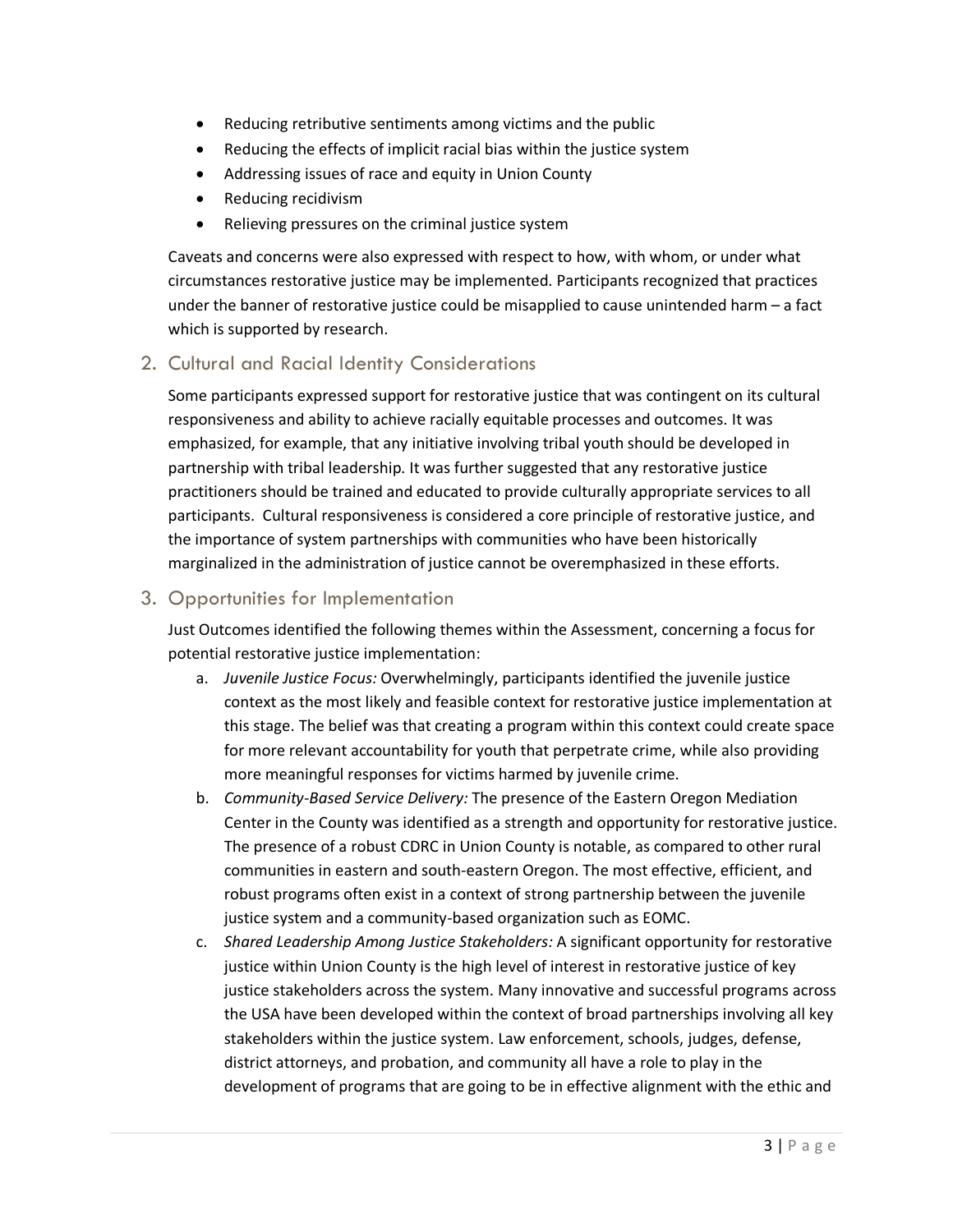- Reducing retributive sentiments among victims and the public
- Reducing the effects of implicit racial bias within the justice system
- Addressing issues of race and equity in Union County
- Reducing recidivism
- Relieving pressures on the criminal justice system

Caveats and concerns were also expressed with respect to how, with whom, or under what circumstances restorative justice may be implemented. Participants recognized that practices under the banner of restorative justice could be misapplied to cause unintended harm – a fact which is supported by research.

## 2. Cultural and Racial Identity Considerations

Some participants expressed support for restorative justice that was contingent on its cultural responsiveness and ability to achieve racially equitable processes and outcomes. It was emphasized, for example, that any initiative involving tribal youth should be developed in partnership with tribal leadership. It was further suggested that any restorative justice practitioners should be trained and educated to provide culturally appropriate services to all participants. Cultural responsiveness is considered a core principle of restorative justice, and the importance of system partnerships with communities who have been historically marginalized in the administration of justice cannot be overemphasized in these efforts.

## 3. Opportunities for Implementation

Just Outcomes identified the following themes within the Assessment, concerning a focus for potential restorative justice implementation:

a. *Juvenile Justice Focus:* Overwhelmingly, participants identified the juvenile justice context as the most likely and feasible context for restorative justice implementation at this stage. The belief was that creating a program within this context could create space for more relevant accountability for youth that perpetrate crime, while also providing more meaningful responses for victims harmed by juvenile crime.

b. *Community-Based Service Delivery:* The presence of the Eastern Oregon Mediation Center in the County was identified as a strength and opportunity for restorative justice. The presence of a robust CDRC in Union County is notable, as compared to other rural communities in eastern and south-eastern Oregon. The most effective, efficient, and robust programs often exist in a context of strong partnership between the juvenile justice system and a community-based organization such as EOMC.

c. *Shared Leadership Among Justice Stakeholders:* A significant opportunity for restorative justice within Union County is the high level of interest in restorative justice of key justice stakeholders across the system. Many innovative and successful programs across the USA have been developed within the context of broad partnerships involving all key stakeholders within the justice system. Law enforcement, schools, judges, defense, district attorneys, and probation, and community all have a role to play in the development of programs that are going to be in effective alignment with the ethic and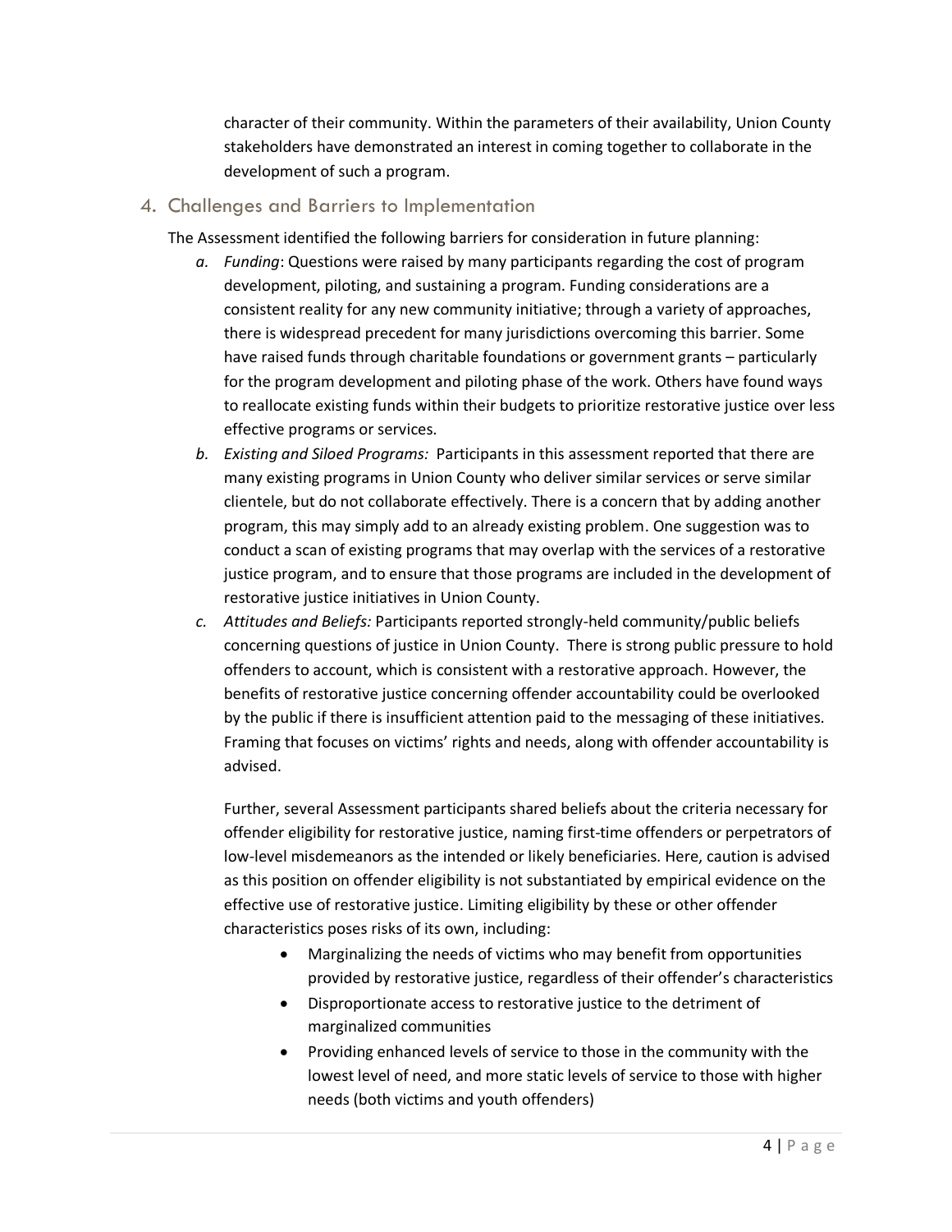character of their community. Within the parameters of their availability, Union County stakeholders have demonstrated an interest in coming together to collaborate in the development of such a program.

## 4. Challenges and Barriers to Implementation

The Assessment identified the following barriers for consideration in future planning:

a. *Funding*: Questions were raised by many participants regarding the cost of program development, piloting, and sustaining a program. Funding considerations are a consistent reality for any new community initiative; through a variety of approaches, there is widespread precedent for many jurisdictions overcoming this barrier. Some have raised funds through charitable foundations or government grants – particularly for the program development and piloting phase of the work. Others have found ways to reallocate existing funds within their budgets to prioritize restorative justice over less effective programs or services.

b. *Existing and Siloed Programs:* Participants in this assessment reported that there are many existing programs in Union County who deliver similar services or serve similar clientele, but do not collaborate effectively. There is a concern that by adding another program, this may simply add to an already existing problem. One suggestion was to conduct a scan of existing programs that may overlap with the services of a restorative justice program, and to ensure that those programs are included in the development of restorative justice initiatives in Union County.

c. *Attitudes and Beliefs:* Participants reported strongly-held community/public beliefs concerning questions of justice in Union County. There is strong public pressure to hold offenders to account, which is consistent with a restorative approach. However, the benefits of restorative justice concerning offender accountability could be overlooked by the public if there is insufficient attention paid to the messaging of these initiatives. Framing that focuses on victims' rights and needs, along with offender accountability is advised.

   Further, several Assessment participants shared beliefs about the criteria necessary for offender eligibility for restorative justice, naming first-time offenders or perpetrators of low-level misdemeanors as the intended or likely beneficiaries. Here, caution is advised as this position on offender eligibility is not substantiated by empirical evidence on the effective use of restorative justice. Limiting eligibility by these or other offender characteristics poses risks of its own, including:

   - Marginalizing the needs of victims who may benefit from opportunities provided by restorative justice, regardless of their offender's characteristics
   - Disproportionate access to restorative justice to the detriment of marginalized communities
   - Providing enhanced levels of service to those in the community with the lowest level of need, and more static levels of service to those with higher needs (both victims and youth offenders)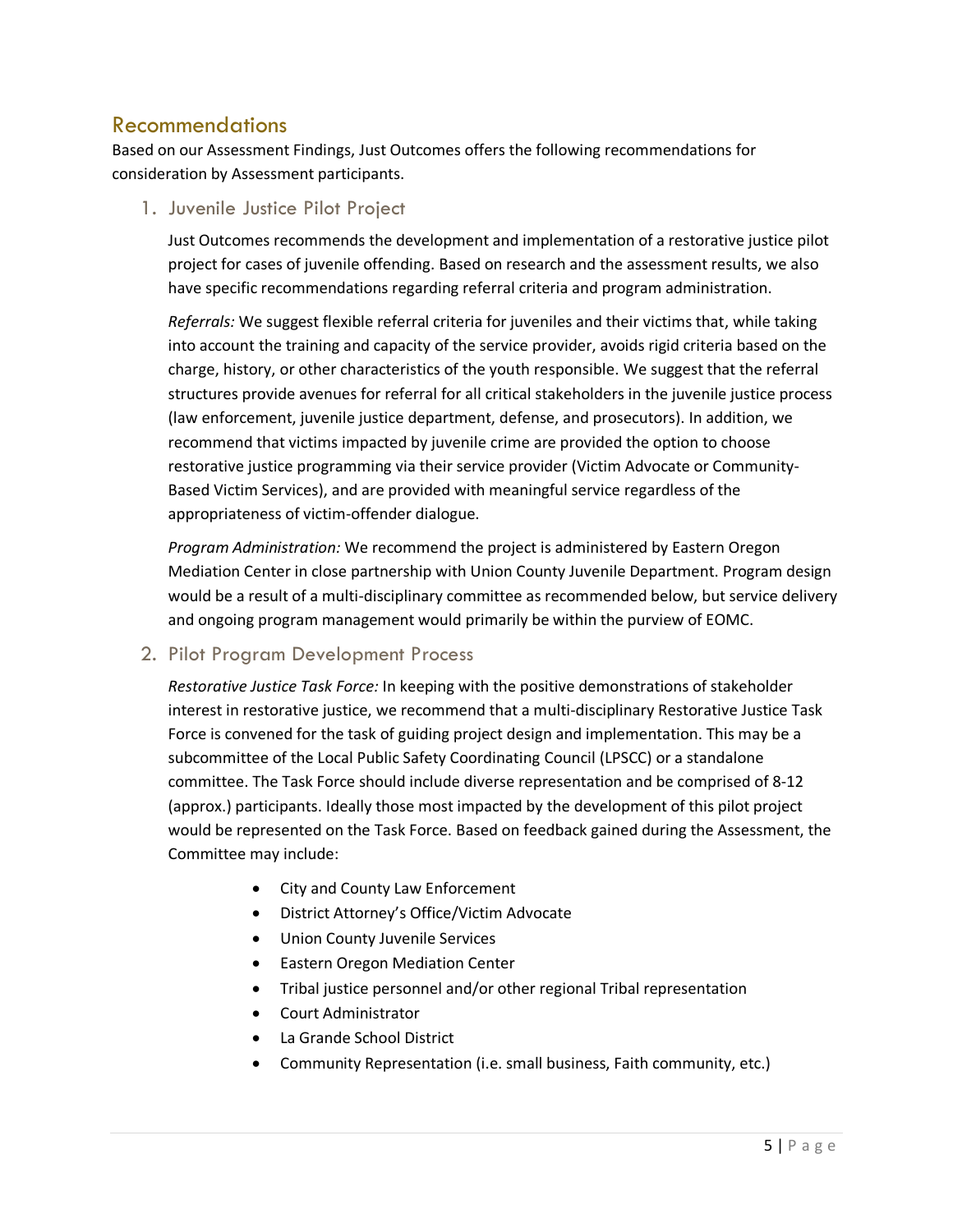## Recommendations

Based on our Assessment Findings, Just Outcomes offers the following recommendations for consideration by Assessment participants.

### 1. Juvenile Justice Pilot Project

Just Outcomes recommends the development and implementation of a restorative justice pilot project for cases of juvenile offending. Based on research and the assessment results, we also have specific recommendations regarding referral criteria and program administration.

*Referrals:* We suggest flexible referral criteria for juveniles and their victims that, while taking into account the training and capacity of the service provider, avoids rigid criteria based on the charge, history, or other characteristics of the youth responsible. We suggest that the referral structures provide avenues for referral for all critical stakeholders in the juvenile justice process (law enforcement, juvenile justice department, defense, and prosecutors). In addition, we recommend that victims impacted by juvenile crime are provided the option to choose restorative justice programming via their service provider (Victim Advocate or Community-Based Victim Services), and are provided with meaningful service regardless of the appropriateness of victim-offender dialogue.

*Program Administration:* We recommend the project is administered by Eastern Oregon Mediation Center in close partnership with Union County Juvenile Department. Program design would be a result of a multi-disciplinary committee as recommended below, but service delivery and ongoing program management would primarily be within the purview of EOMC.

### 2. Pilot Program Development Process

*Restorative Justice Task Force:* In keeping with the positive demonstrations of stakeholder interest in restorative justice, we recommend that a multi-disciplinary Restorative Justice Task Force is convened for the task of guiding project design and implementation. This may be a subcommittee of the Local Public Safety Coordinating Council (LPSCC) or a standalone committee. The Task Force should include diverse representation and be comprised of 8-12 (approx.) participants. Ideally those most impacted by the development of this pilot project would be represented on the Task Force. Based on feedback gained during the Assessment, the Committee may include:

- City and County Law Enforcement
- District Attorney's Office/Victim Advocate
- Union County Juvenile Services
- Eastern Oregon Mediation Center
- Tribal justice personnel and/or other regional Tribal representation
- Court Administrator
- La Grande School District
- Community Representation (i.e. small business, Faith community, etc.)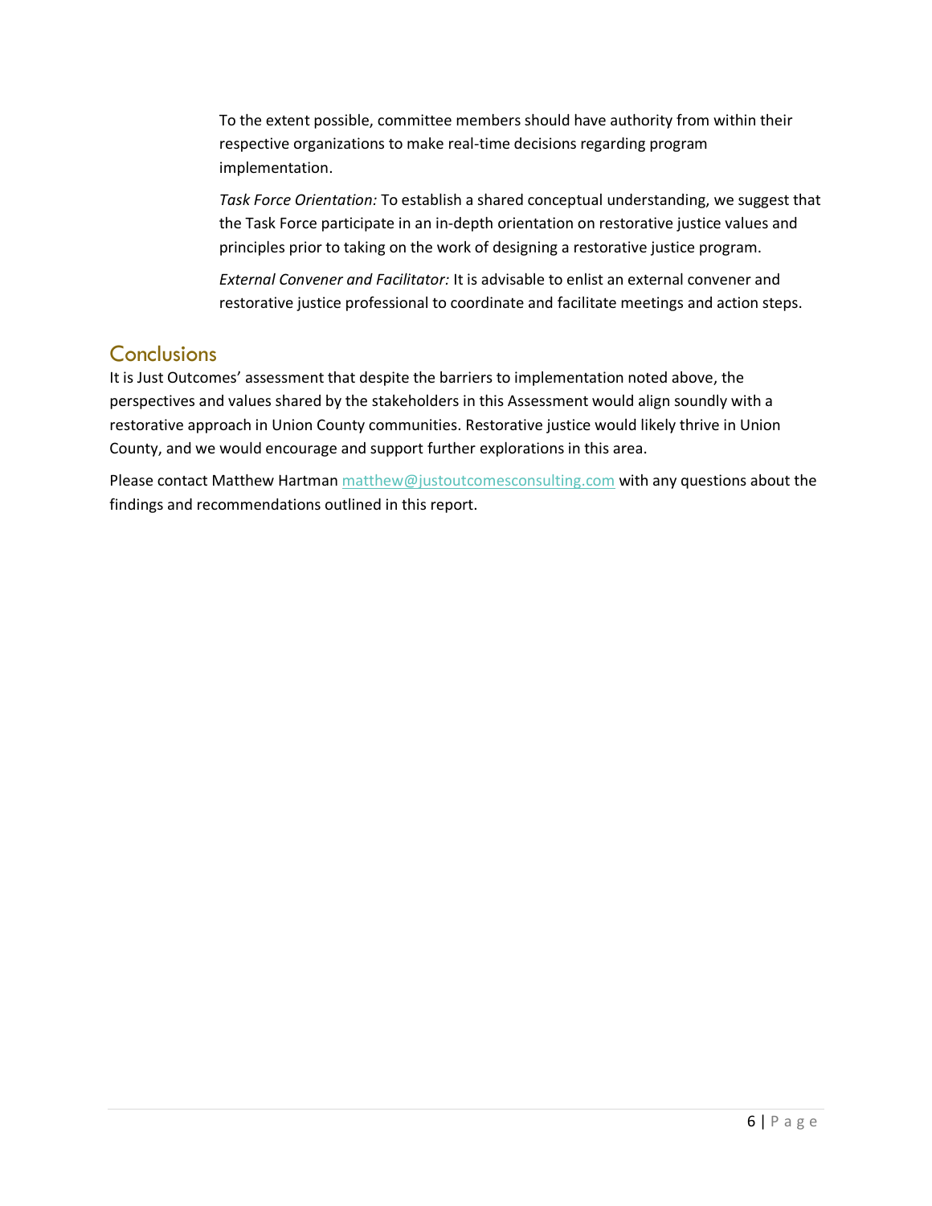To the extent possible, committee members should have authority from within their respective organizations to make real-time decisions regarding program implementation.

*Task Force Orientation:* To establish a shared conceptual understanding, we suggest that the Task Force participate in an in-depth orientation on restorative justice values and principles prior to taking on the work of designing a restorative justice program.

*External Convener and Facilitator:* It is advisable to enlist an external convener and restorative justice professional to coordinate and facilitate meetings and action steps.

## Conclusions

It is Just Outcomes' assessment that despite the barriers to implementation noted above, the perspectives and values shared by the stakeholders in this Assessment would align soundly with a restorative approach in Union County communities. Restorative justice would likely thrive in Union County, and we would encourage and support further explorations in this area.

Please contact Matthew Hartman [matthew@justoutcomesconsulting.com](mailto:matthew@justoutcomesconsulting.com) with any questions about the findings and recommendations outlined in this report.